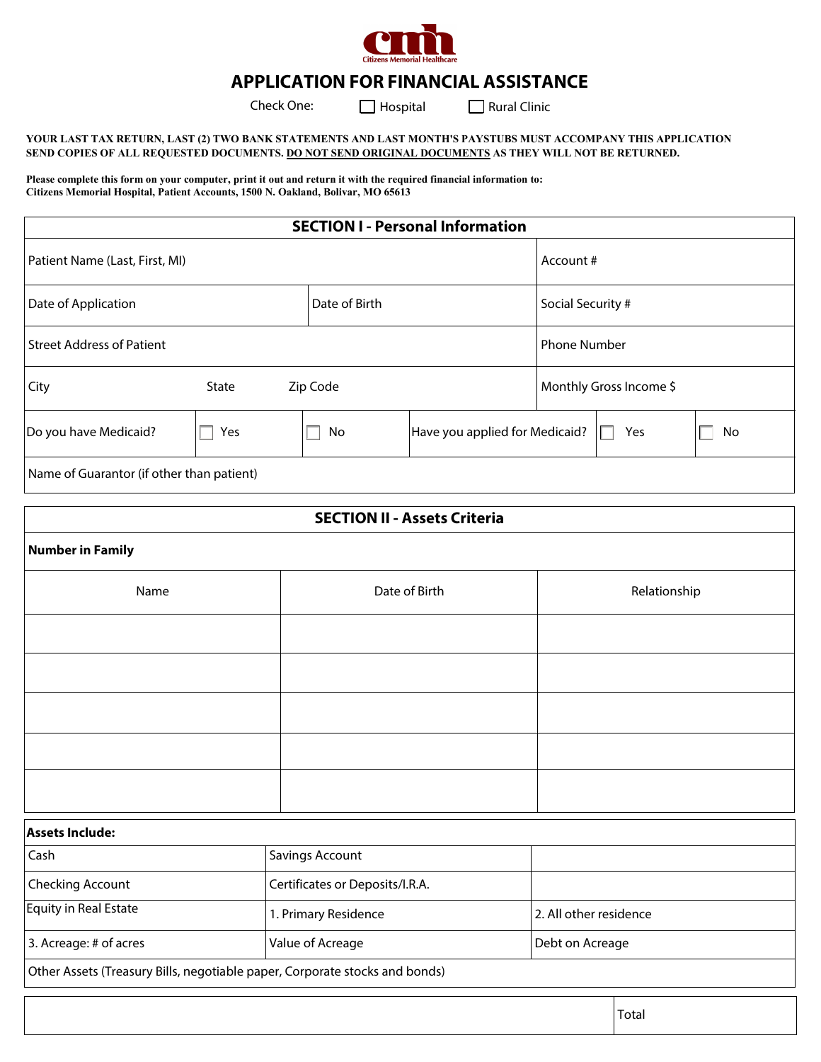Citizens Memorial Healthcare

# APPLICATION FOR FINANCIAL ASSISTANCE

Check One: ☐ Hospital ☐ Rural Clinic

**YOUR LAST TAX RETURN, LAST (2) TWO BANK STATEMENTS AND LAST MONTH'S PAYSTUBS MUST ACCOMPANY THIS APPLICATION SEND COPIES OF ALL REQUESTED DOCUMENTS. DO NOT SEND ORIGINAL DOCUMENTS AS THEY WILL NOT BE RETURNED.**

**Please complete this form on your computer, print it out and return it with the required financial information to: Citizens Memorial Hospital, Patient Accounts, 1500 N. Oakland, Bolivar, MO 65613**

## SECTION I - Personal Information

| | | | | | |
|---|---|---|---|---|---|
| Patient Name (Last, First, MI) | | | | Account # | |
| Date of Application | | Date of Birth | | Social Security # | |
| Street Address of Patient | | | | Phone Number | |
| City | State | Zip Code | | Monthly Gross Income $ | |
| Do you have Medicaid? | ☐ Yes | ☐ No | Have you applied for Medicaid? | ☐ Yes | ☐ No |
| Name of Guarantor (if other than patient) | | | | | |

## SECTION II - Assets Criteria

**Number in Family**

| Name | Date of Birth | Relationship |
|---|---|---|
| | | |
| | | |
| | | |
| | | |
| | | |

| **Assets Include:** | | |
|---|---|---|
| Cash | Savings Account | |
| Checking Account | Certificates or Deposits/I.R.A. | |
| Equity in Real Estate | 1. Primary Residence | 2. All other residence |
| 3. Acreage: # of acres | Value of Acreage | Debt on Acreage |
| Other Assets (Treasury Bills, negotiable paper, Corporate stocks and bonds) | | |

| | |
|---|---|
| | Total |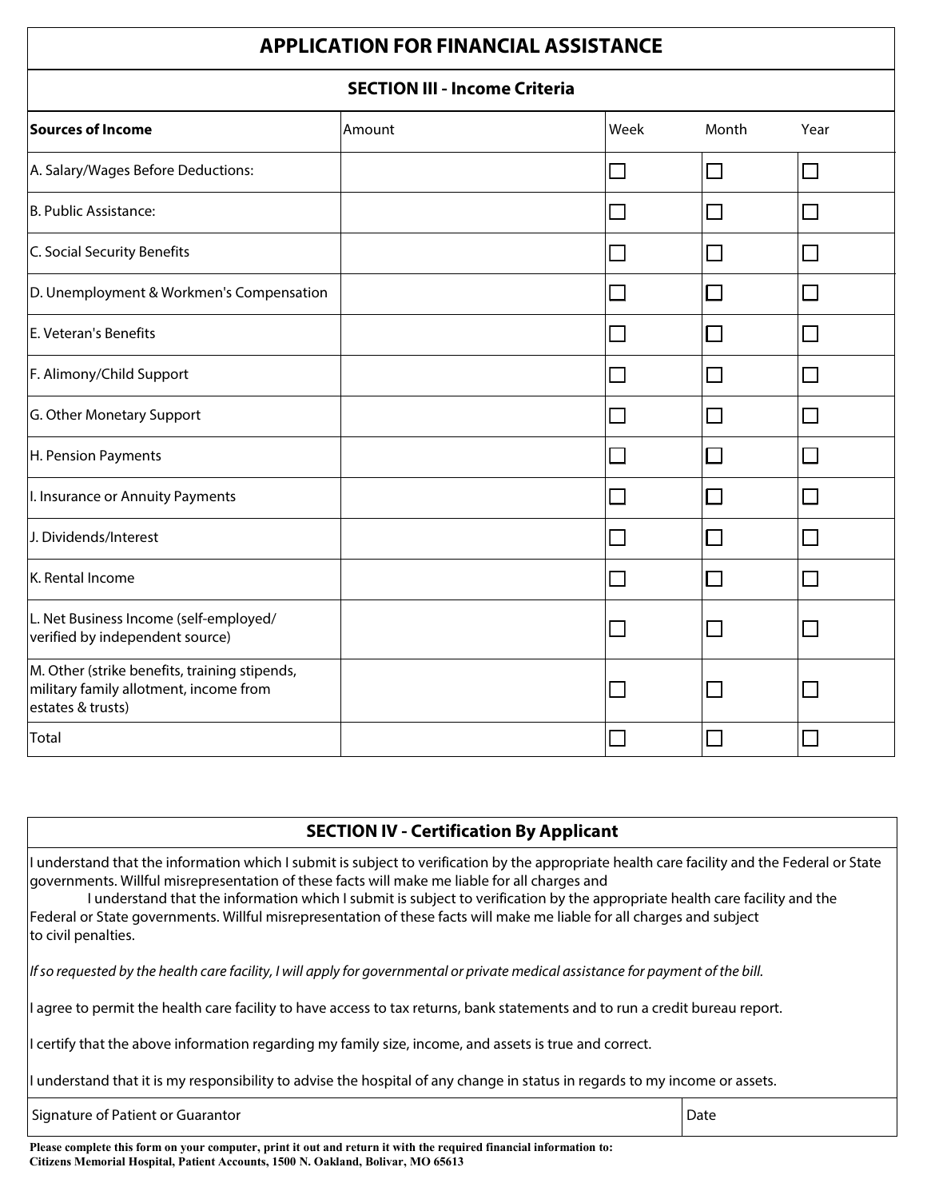# APPLICATION FOR FINANCIAL ASSISTANCE

## SECTION III - Income Criteria

| **Sources of Income** | Amount | Week | Month | Year |
|---|---|---|---|---|
| A. Salary/Wages Before Deductions: | | ☐ | ☐ | ☐ |
| B. Public Assistance: | | ☐ | ☐ | ☐ |
| C. Social Security Benefits | | ☐ | ☐ | ☐ |
| D. Unemployment & Workmen's Compensation | | ☐ | ☐ | ☐ |
| E. Veteran's Benefits | | ☐ | ☐ | ☐ |
| F. Alimony/Child Support | | ☐ | ☐ | ☐ |
| G. Other Monetary Support | | ☐ | ☐ | ☐ |
| H. Pension Payments | | ☐ | ☐ | ☐ |
| I. Insurance or Annuity Payments | | ☐ | ☐ | ☐ |
| J. Dividends/Interest | | ☐ | ☐ | ☐ |
| K. Rental Income | | ☐ | ☐ | ☐ |
| L. Net Business Income (self-employed/ verified by independent source) | | ☐ | ☐ | ☐ |
| M. Other (strike benefits, training stipends, military family allotment, income from estates & trusts) | | ☐ | ☐ | ☐ |
| Total | | ☐ | ☐ | ☐ |

## SECTION IV - Certification By Applicant

I understand that the information which I submit is subject to verification by the appropriate health care facility and the Federal or State governments. Willful misrepresentation of these facts will make me liable for all charges and

I understand that the information which I submit is subject to verification by the appropriate health care facility and the Federal or State governments. Willful misrepresentation of these facts will make me liable for all charges and subject to civil penalties.

*If so requested by the health care facility, I will apply for governmental or private medical assistance for payment of the bill.*

I agree to permit the health care facility to have access to tax returns, bank statements and to run a credit bureau report.

I certify that the above information regarding my family size, income, and assets is true and correct.

I understand that it is my responsibility to advise the hospital of any change in status in regards to my income or assets.

| Signature of Patient or Guarantor | Date |
|---|---|

**Please complete this form on your computer, print it out and return it with the required financial information to:**
**Citizens Memorial Hospital, Patient Accounts, 1500 N. Oakland, Bolivar, MO 65613**